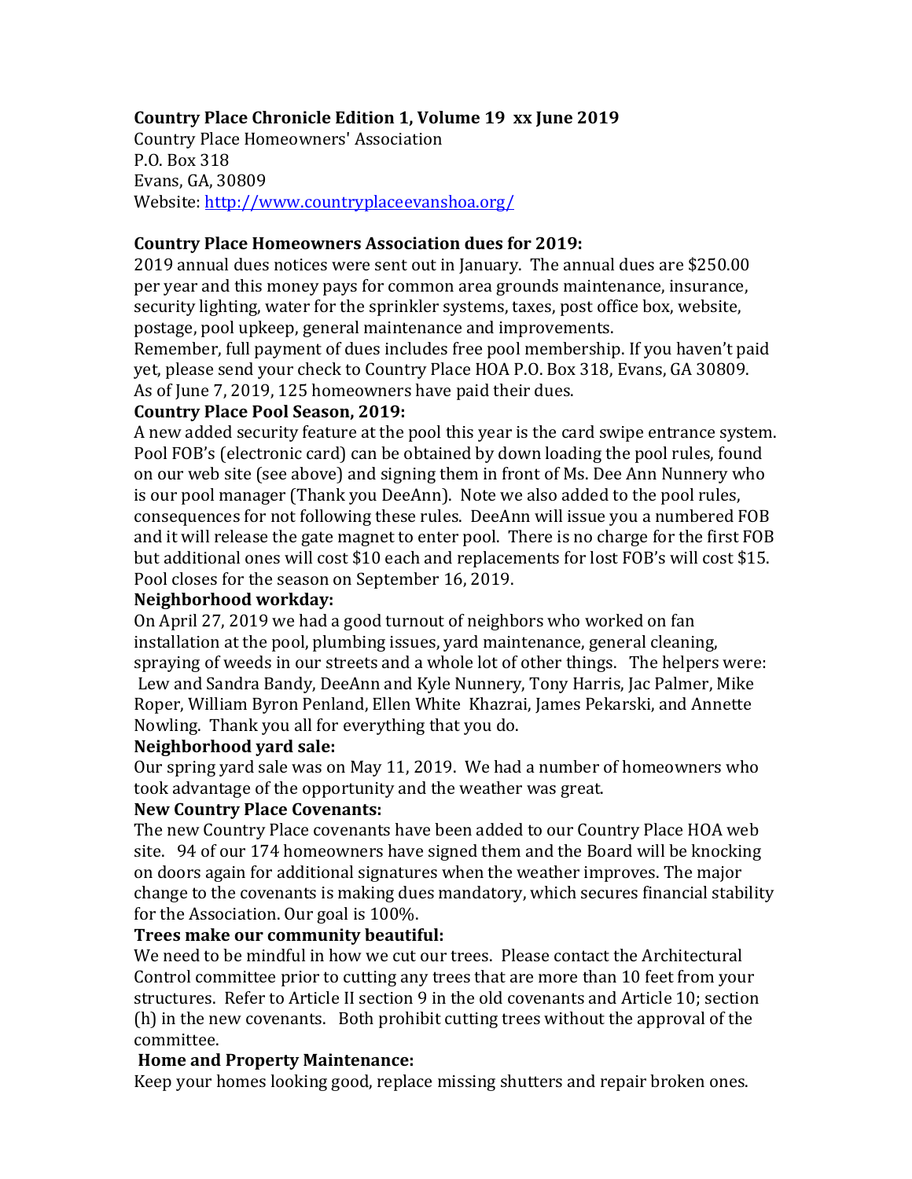**Country Place Chronicle Edition 1, Volume 19 xx June 2019**

Country Place Homeowners' Association
P.O. Box 318
Evans, GA, 30809
Website: http://www.countryplaceevanshoa.org/

**Country Place Homeowners Association dues for 2019:**

2019 annual dues notices were sent out in January. The annual dues are $250.00 per year and this money pays for common area grounds maintenance, insurance, security lighting, water for the sprinkler systems, taxes, post office box, website, postage, pool upkeep, general maintenance and improvements.
Remember, full payment of dues includes free pool membership. If you haven't paid yet, please send your check to Country Place HOA P.O. Box 318, Evans, GA 30809. As of June 7, 2019, 125 homeowners have paid their dues.

**Country Place Pool Season, 2019:**

A new added security feature at the pool this year is the card swipe entrance system. Pool FOB's (electronic card) can be obtained by down loading the pool rules, found on our web site (see above) and signing them in front of Ms. Dee Ann Nunnery who is our pool manager (Thank you DeeAnn). Note we also added to the pool rules, consequences for not following these rules. DeeAnn will issue you a numbered FOB and it will release the gate magnet to enter pool. There is no charge for the first FOB but additional ones will cost $10 each and replacements for lost FOB's will cost $15. Pool closes for the season on September 16, 2019.

**Neighborhood workday:**

On April 27, 2019 we had a good turnout of neighbors who worked on fan installation at the pool, plumbing issues, yard maintenance, general cleaning, spraying of weeds in our streets and a whole lot of other things. The helpers were: Lew and Sandra Bandy, DeeAnn and Kyle Nunnery, Tony Harris, Jac Palmer, Mike Roper, William Byron Penland, Ellen White Khazrai, James Pekarski, and Annette Nowling. Thank you all for everything that you do.

**Neighborhood yard sale:**

Our spring yard sale was on May 11, 2019. We had a number of homeowners who took advantage of the opportunity and the weather was great.

**New Country Place Covenants:**

The new Country Place covenants have been added to our Country Place HOA web site. 94 of our 174 homeowners have signed them and the Board will be knocking on doors again for additional signatures when the weather improves. The major change to the covenants is making dues mandatory, which secures financial stability for the Association. Our goal is 100%.

**Trees make our community beautiful:**

We need to be mindful in how we cut our trees. Please contact the Architectural Control committee prior to cutting any trees that are more than 10 feet from your structures. Refer to Article II section 9 in the old covenants and Article 10; section (h) in the new covenants. Both prohibit cutting trees without the approval of the committee.

**Home and Property Maintenance:**

Keep your homes looking good, replace missing shutters and repair broken ones.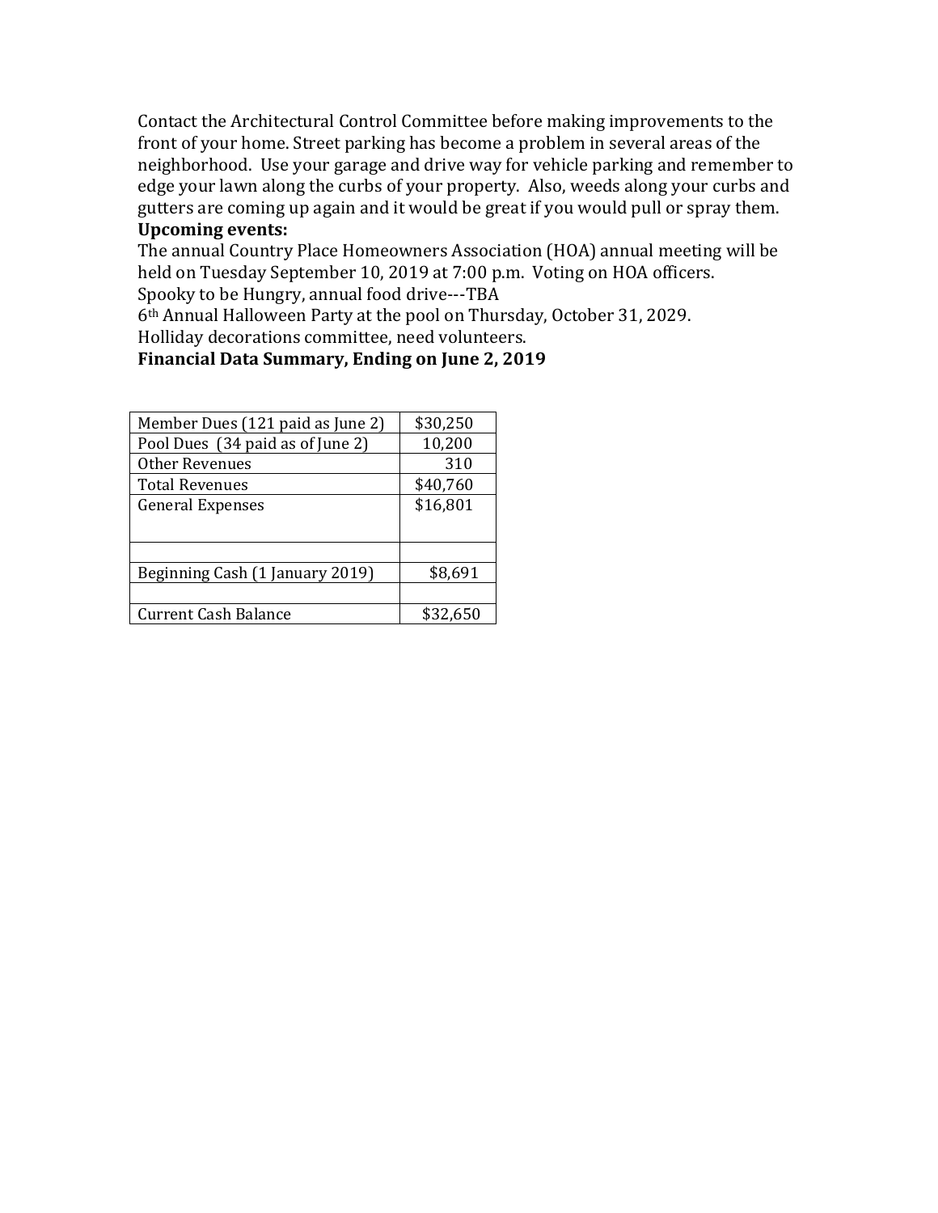Contact the Architectural Control Committee before making improvements to the front of your home. Street parking has become a problem in several areas of the neighborhood. Use your garage and drive way for vehicle parking and remember to edge your lawn along the curbs of your property. Also, weeds along your curbs and gutters are coming up again and it would be great if you would pull or spray them.

**Upcoming events:**

The annual Country Place Homeowners Association (HOA) annual meeting will be held on Tuesday September 10, 2019 at 7:00 p.m. Voting on HOA officers.

Spooky to be Hungry, annual food drive---TBA

6th Annual Halloween Party at the pool on Thursday, October 31, 2029.

Holliday decorations committee, need volunteers.

**Financial Data Summary, Ending on June 2, 2019**

| | |
|---|---|
| Member Dues (121 paid as June 2) | $30,250 |
| Pool Dues (34 paid as of June 2) | 10,200 |
| Other Revenues | 310 |
| Total Revenues | $40,760 |
| General Expenses | $16,801 |
| | |
| Beginning Cash (1 January 2019) | $8,691 |
| | |
| Current Cash Balance | $32,650 |